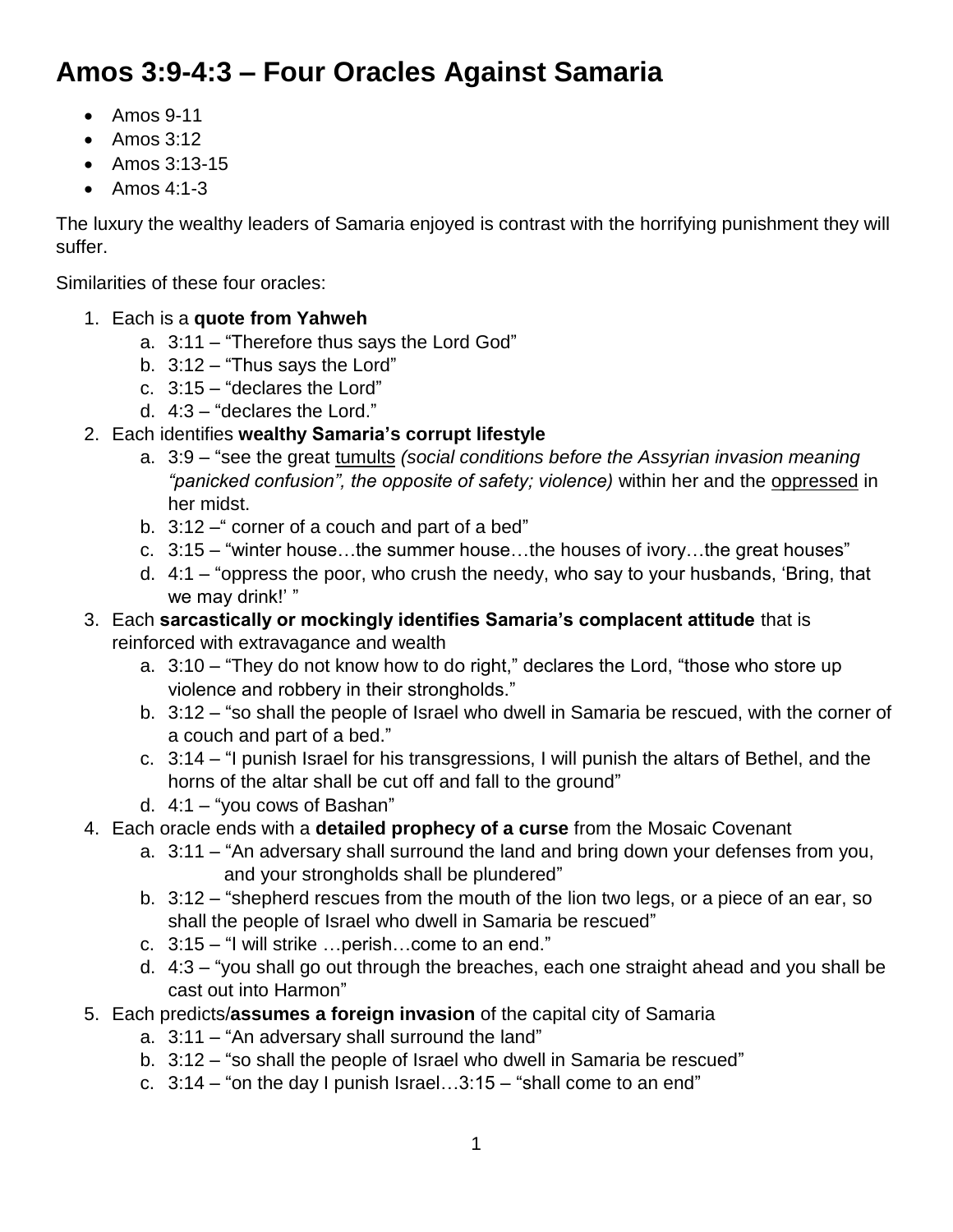# Amos 3:9-4:3 – Four Oracles Against Samaria

- Amos 9-11
- Amos 3:12
- Amos 3:13-15
- Amos 4:1-3

The luxury the wealthy leaders of Samaria enjoyed is contrast with the horrifying punishment they will suffer.

Similarities of these four oracles:

1. Each is a **quote from Yahweh**
   a. 3:11 – "Therefore thus says the Lord God"
   b. 3:12 – "Thus says the Lord"
   c. 3:15 – "declares the Lord"
   d. 4:3 – "declares the Lord."
2. Each identifies **wealthy Samaria's corrupt lifestyle**
   a. 3:9 – "see the great <u>tumults</u> *(social conditions before the Assyrian invasion meaning "panicked confusion", the opposite of safety; violence)* within her and the <u>oppressed</u> in her midst.
   b. 3:12 –" corner of a couch and part of a bed"
   c. 3:15 – "winter house…the summer house…the houses of ivory…the great houses"
   d. 4:1 – "oppress the poor, who crush the needy, who say to your husbands, 'Bring, that we may drink!' "
3. Each **sarcastically or mockingly identifies Samaria's complacent attitude** that is reinforced with extravagance and wealth
   a. 3:10 – "They do not know how to do right," declares the Lord, "those who store up violence and robbery in their strongholds."
   b. 3:12 – "so shall the people of Israel who dwell in Samaria be rescued, with the corner of a couch and part of a bed."
   c. 3:14 – "I punish Israel for his transgressions, I will punish the altars of Bethel, and the horns of the altar shall be cut off and fall to the ground"
   d. 4:1 – "you cows of Bashan"
4. Each oracle ends with a **detailed prophecy of a curse** from the Mosaic Covenant
   a. 3:11 – "An adversary shall surround the land and bring down your defenses from you, and your strongholds shall be plundered"
   b. 3:12 – "shepherd rescues from the mouth of the lion two legs, or a piece of an ear, so shall the people of Israel who dwell in Samaria be rescued"
   c. 3:15 – "I will strike …perish…come to an end."
   d. 4:3 – "you shall go out through the breaches, each one straight ahead and you shall be cast out into Harmon"
5. Each predicts/**assumes a foreign invasion** of the capital city of Samaria
   a. 3:11 – "An adversary shall surround the land"
   b. 3:12 – "so shall the people of Israel who dwell in Samaria be rescued"
   c. 3:14 – "on the day I punish Israel…3:15 – "shall come to an end"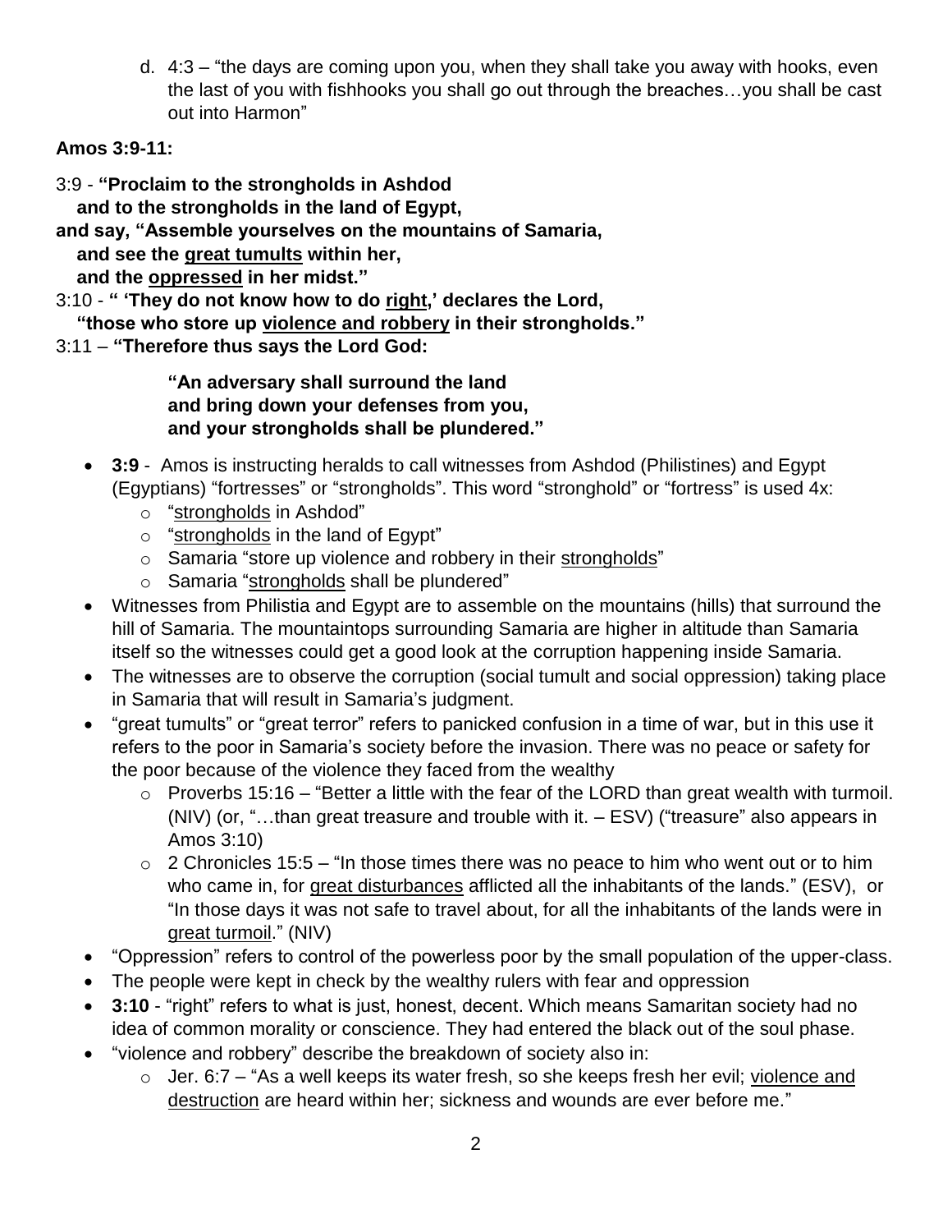d. 4:3 – "the days are coming upon you, when they shall take you away with hooks, even the last of you with fishhooks you shall go out through the breaches…you shall be cast out into Harmon"

**Amos 3:9-11:**

3:9 - **"Proclaim to the strongholds in Ashdod**
**and to the strongholds in the land of Egypt,**
**and say, "Assemble yourselves on the mountains of Samaria,**
**and see the <u>great tumults</u> within her,**
**and the <u>oppressed</u> in her midst."**
3:10 - **" 'They do not know how to do <u>right</u>,' declares the Lord,**
**"those who store up <u>violence and robbery</u> in their strongholds."**
3:11 – **"Therefore thus says the Lord God:**

> **"An adversary shall surround the land**
> **and bring down your defenses from you,**
> **and your strongholds shall be plundered."**

- **3:9** - Amos is instructing heralds to call witnesses from Ashdod (Philistines) and Egypt (Egyptians) "fortresses" or "strongholds". This word "stronghold" or "fortress" is used 4x:
  - "<u>strongholds</u> in Ashdod"
  - "<u>strongholds</u> in the land of Egypt"
  - Samaria "store up violence and robbery in their <u>strongholds</u>"
  - Samaria "<u>strongholds</u> shall be plundered"
- Witnesses from Philistia and Egypt are to assemble on the mountains (hills) that surround the hill of Samaria. The mountaintops surrounding Samaria are higher in altitude than Samaria itself so the witnesses could get a good look at the corruption happening inside Samaria.
- The witnesses are to observe the corruption (social tumult and social oppression) taking place in Samaria that will result in Samaria's judgment.
- "great tumults" or "great terror" refers to panicked confusion in a time of war, but in this use it refers to the poor in Samaria's society before the invasion. There was no peace or safety for the poor because of the violence they faced from the wealthy
  - Proverbs 15:16 – "Better a little with the fear of the LORD than great wealth with turmoil. (NIV) (or, "…than great treasure and trouble with it. – ESV) ("treasure" also appears in Amos 3:10)
  - 2 Chronicles 15:5 – "In those times there was no peace to him who went out or to him who came in, for <u>great disturbances</u> afflicted all the inhabitants of the lands." (ESV), or "In those days it was not safe to travel about, for all the inhabitants of the lands were in <u>great turmoil</u>." (NIV)
- "Oppression" refers to control of the powerless poor by the small population of the upper-class.
- The people were kept in check by the wealthy rulers with fear and oppression
- **3:10** - "right" refers to what is just, honest, decent. Which means Samaritan society had no idea of common morality or conscience. They had entered the black out of the soul phase.
- "violence and robbery" describe the breakdown of society also in:
  - Jer. 6:7 – "As a well keeps its water fresh, so she keeps fresh her evil; <u>violence and destruction</u> are heard within her; sickness and wounds are ever before me."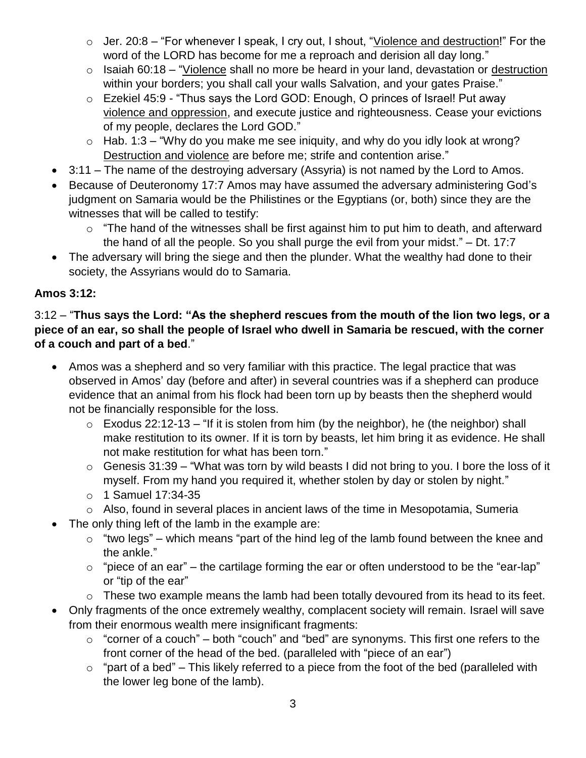- Jer. 20:8 – "For whenever I speak, I cry out, I shout, "<u>Violence and destruction</u>!" For the word of the LORD has become for me a reproach and derision all day long."
  - Isaiah 60:18 – "<u>Violence</u> shall no more be heard in your land, devastation or <u>destruction</u> within your borders; you shall call your walls Salvation, and your gates Praise."
  - Ezekiel 45:9 - "Thus says the Lord GOD: Enough, O princes of Israel! Put away <u>violence and oppression</u>, and execute justice and righteousness. Cease your evictions of my people, declares the Lord GOD."
  - Hab. 1:3 – "Why do you make me see iniquity, and why do you idly look at wrong? <u>Destruction and violence</u> are before me; strife and contention arise."
- 3:11 – The name of the destroying adversary (Assyria) is not named by the Lord to Amos.
- Because of Deuteronomy 17:7 Amos may have assumed the adversary administering God's judgment on Samaria would be the Philistines or the Egyptians (or, both) since they are the witnesses that will be called to testify:
  - "The hand of the witnesses shall be first against him to put him to death, and afterward the hand of all the people. So you shall purge the evil from your midst." – Dt. 17:7
- The adversary will bring the siege and then the plunder. What the wealthy had done to their society, the Assyrians would do to Samaria.

**Amos 3:12:**

3:12 – "**Thus says the Lord: "As the shepherd rescues from the mouth of the lion two legs, or a piece of an ear, so shall the people of Israel who dwell in Samaria be rescued, with the corner of a couch and part of a bed**."

- Amos was a shepherd and so very familiar with this practice. The legal practice that was observed in Amos' day (before and after) in several countries was if a shepherd can produce evidence that an animal from his flock had been torn up by beasts then the shepherd would not be financially responsible for the loss.
  - Exodus 22:12-13 – "If it is stolen from him (by the neighbor), he (the neighbor) shall make restitution to its owner. If it is torn by beasts, let him bring it as evidence. He shall not make restitution for what has been torn."
  - Genesis 31:39 – "What was torn by wild beasts I did not bring to you. I bore the loss of it myself. From my hand you required it, whether stolen by day or stolen by night."
  - 1 Samuel 17:34-35
  - Also, found in several places in ancient laws of the time in Mesopotamia, Sumeria
- The only thing left of the lamb in the example are:
  - "two legs" – which means "part of the hind leg of the lamb found between the knee and the ankle."
  - "piece of an ear" – the cartilage forming the ear or often understood to be the "ear-lap" or "tip of the ear"
  - These two example means the lamb had been totally devoured from its head to its feet.
- Only fragments of the once extremely wealthy, complacent society will remain. Israel will save from their enormous wealth mere insignificant fragments:
  - "corner of a couch" – both "couch" and "bed" are synonyms. This first one refers to the front corner of the head of the bed. (paralleled with "piece of an ear")
  - "part of a bed" – This likely referred to a piece from the foot of the bed (paralleled with the lower leg bone of the lamb).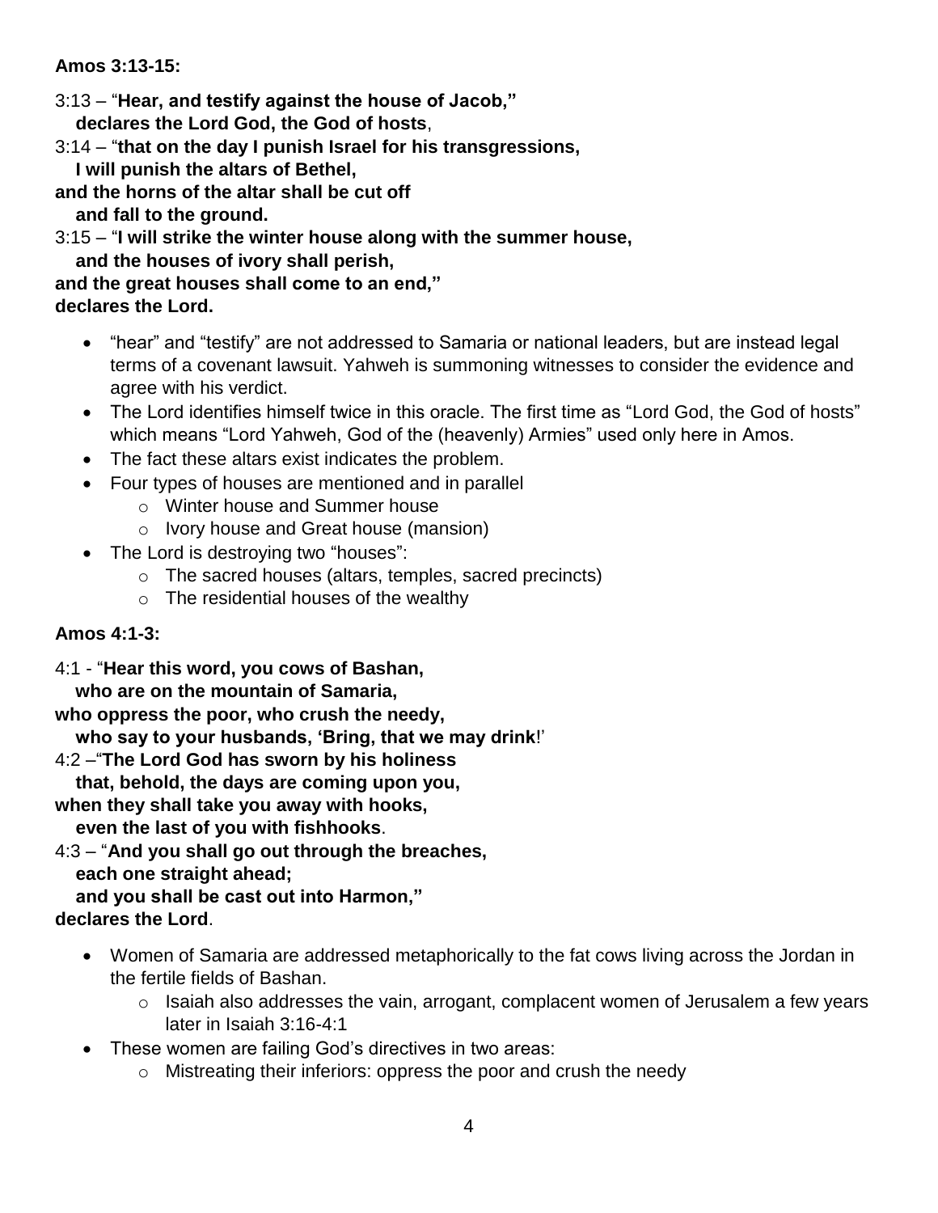**Amos 3:13-15:**

3:13 – "**Hear, and testify against the house of Jacob,"**
**declares the Lord God, the God of hosts**,
3:14 – "**that on the day I punish Israel for his transgressions,**
**I will punish the altars of Bethel,**
**and the horns of the altar shall be cut off**
**and fall to the ground.**
3:15 – "**I will strike the winter house along with the summer house,**
**and the houses of ivory shall perish,**
**and the great houses shall come to an end,"**
**declares the Lord.**

- "hear" and "testify" are not addressed to Samaria or national leaders, but are instead legal terms of a covenant lawsuit. Yahweh is summoning witnesses to consider the evidence and agree with his verdict.
- The Lord identifies himself twice in this oracle. The first time as "Lord God, the God of hosts" which means "Lord Yahweh, God of the (heavenly) Armies" used only here in Amos.
- The fact these altars exist indicates the problem.
- Four types of houses are mentioned and in parallel
  - Winter house and Summer house
  - Ivory house and Great house (mansion)
- The Lord is destroying two "houses":
  - The sacred houses (altars, temples, sacred precincts)
  - The residential houses of the wealthy

**Amos 4:1-3:**

4:1 - "**Hear this word, you cows of Bashan,**
**who are on the mountain of Samaria,**
**who oppress the poor, who crush the needy,**
**who say to your husbands, 'Bring, that we may drink**!'
4:2 –"**The Lord God has sworn by his holiness**
**that, behold, the days are coming upon you,**
**when they shall take you away with hooks,**
**even the last of you with fishhooks**.
4:3 – "**And you shall go out through the breaches,**
**each one straight ahead;**
**and you shall be cast out into Harmon,"**
**declares the Lord**.

- Women of Samaria are addressed metaphorically to the fat cows living across the Jordan in the fertile fields of Bashan.
  - Isaiah also addresses the vain, arrogant, complacent women of Jerusalem a few years later in Isaiah 3:16-4:1
- These women are failing God's directives in two areas:
  - Mistreating their inferiors: oppress the poor and crush the needy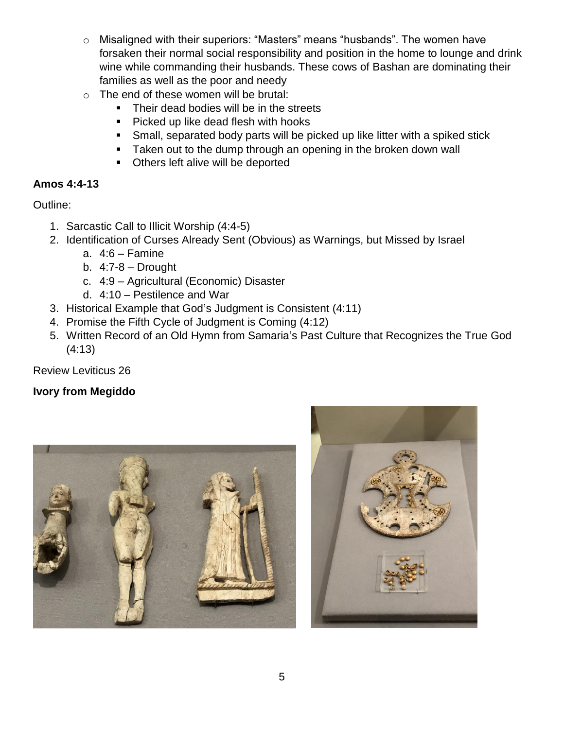- Misaligned with their superiors: "Masters" means "husbands". The women have forsaken their normal social responsibility and position in the home to lounge and drink wine while commanding their husbands. These cows of Bashan are dominating their families as well as the poor and needy
- The end of these women will be brutal:
  - Their dead bodies will be in the streets
  - Picked up like dead flesh with hooks
  - Small, separated body parts will be picked up like litter with a spiked stick
  - Taken out to the dump through an opening in the broken down wall
  - Others left alive will be deported

**Amos 4:4-13**

Outline:

1. Sarcastic Call to Illicit Worship (4:4-5)
2. Identification of Curses Already Sent (Obvious) as Warnings, but Missed by Israel
   a. 4:6 – Famine
   b. 4:7-8 – Drought
   c. 4:9 – Agricultural (Economic) Disaster
   d. 4:10 – Pestilence and War
3. Historical Example that God's Judgment is Consistent (4:11)
4. Promise the Fifth Cycle of Judgment is Coming (4:12)
5. Written Record of an Old Hymn from Samaria's Past Culture that Recognizes the True God (4:13)

Review Leviticus 26

**Ivory from Megiddo**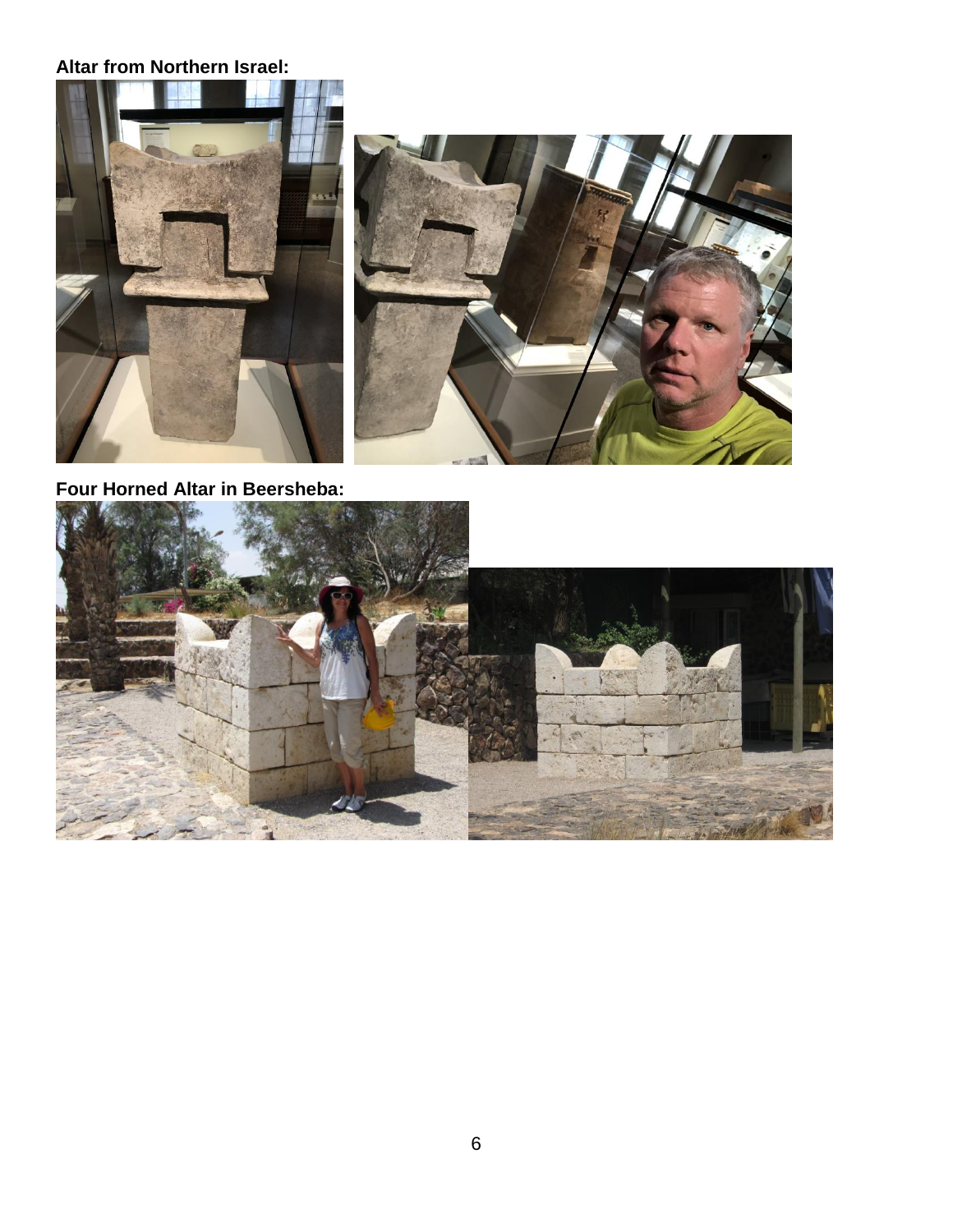**Altar from Northern Israel:**

**Four Horned Altar in Beersheba:**